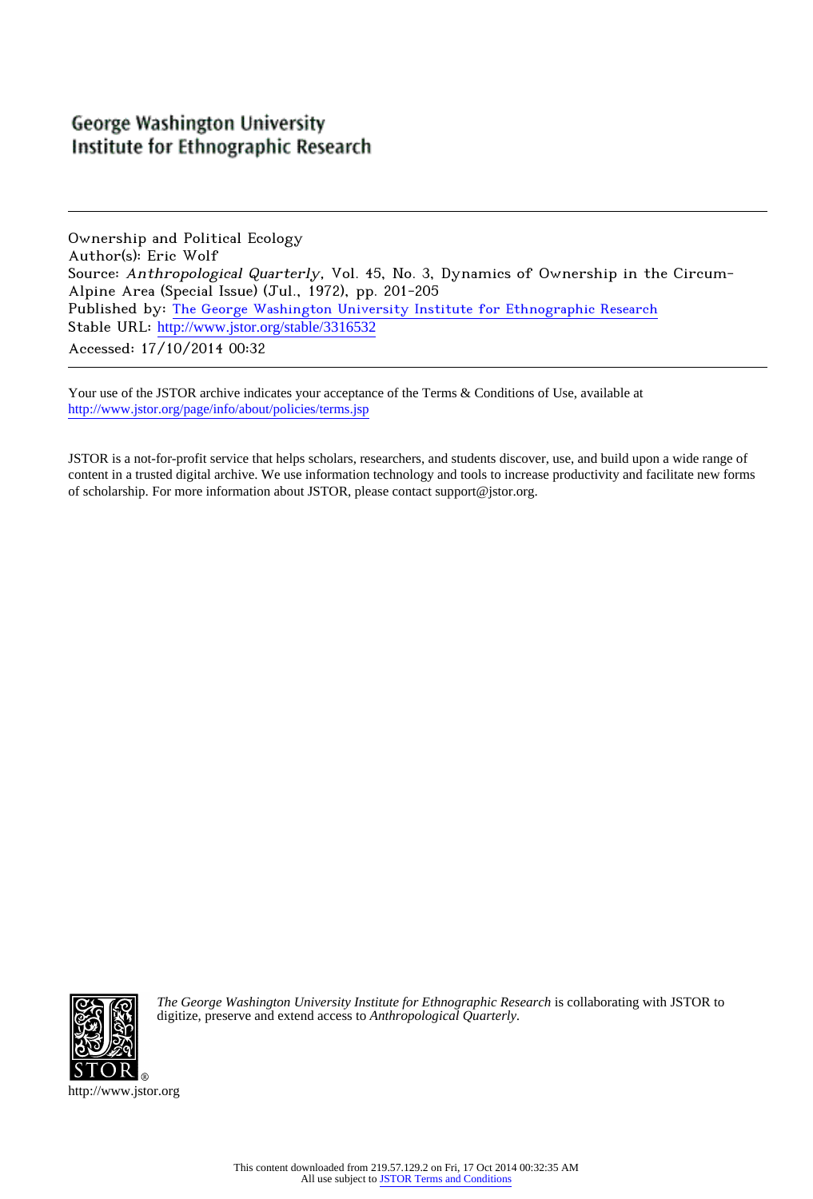George Washington University
Institute for Ethnographic Research

---

Ownership and Political Ecology
Author(s): Eric Wolf
Source: *Anthropological Quarterly*, Vol. 45, No. 3, Dynamics of Ownership in the Circum-Alpine Area (Special Issue) (Jul., 1972), pp. 201-205
Published by: The George Washington University Institute for Ethnographic Research
Stable URL: http://www.jstor.org/stable/3316532
Accessed: 17/10/2014 00:32

---

Your use of the JSTOR archive indicates your acceptance of the Terms & Conditions of Use, available at
http://www.jstor.org/page/info/about/policies/terms.jsp

JSTOR is a not-for-profit service that helps scholars, researchers, and students discover, use, and build upon a wide range of content in a trusted digital archive. We use information technology and tools to increase productivity and facilitate new forms of scholarship. For more information about JSTOR, please contact support@jstor.org.

*The George Washington University Institute for Ethnographic Research* is collaborating with JSTOR to digitize, preserve and extend access to *Anthropological Quarterly*.

http://www.jstor.org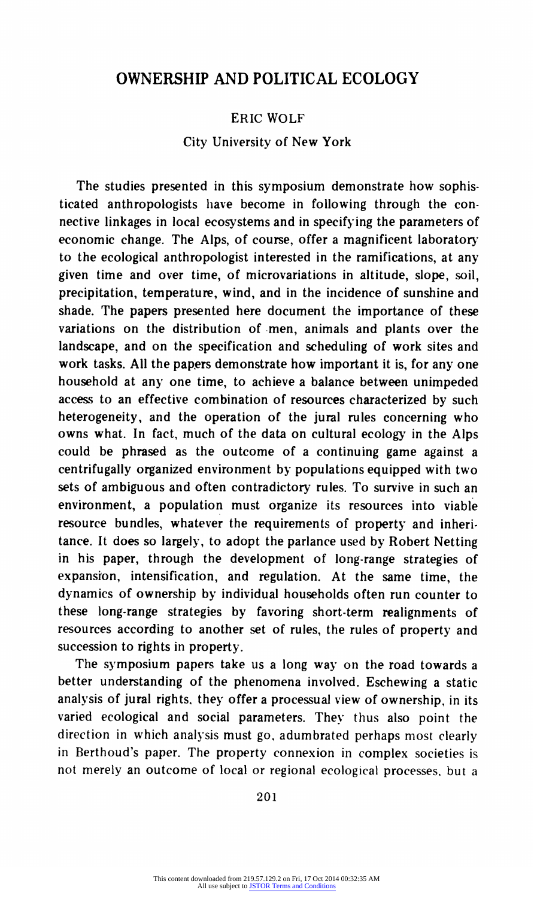# OWNERSHIP AND POLITICAL ECOLOGY

ERIC WOLF

City University of New York

The studies presented in this symposium demonstrate how sophisticated anthropologists have become in following through the connective linkages in local ecosystems and in specifying the parameters of economic change. The Alps, of course, offer a magnificent laboratory to the ecological anthropologist interested in the ramifications, at any given time and over time, of microvariations in altitude, slope, soil, precipitation, temperature, wind, and in the incidence of sunshine and shade. The papers presented here document the importance of these variations on the distribution of men, animals and plants over the landscape, and on the specification and scheduling of work sites and work tasks. All the papers demonstrate how important it is, for any one household at any one time, to achieve a balance between unimpeded access to an effective combination of resources characterized by such heterogeneity, and the operation of the jural rules concerning who owns what. In fact, much of the data on cultural ecology in the Alps could be phrased as the outcome of a continuing game against a centrifugally organized environment by populations equipped with two sets of ambiguous and often contradictory rules. To survive in such an environment, a population must organize its resources into viable resource bundles, whatever the requirements of property and inheritance. It does so largely, to adopt the parlance used by Robert Netting in his paper, through the development of long-range strategies of expansion, intensification, and regulation. At the same time, the dynamics of ownership by individual households often run counter to these long-range strategies by favoring short-term realignments of resources according to another set of rules, the rules of property and succession to rights in property.

The symposium papers take us a long way on the road towards a better understanding of the phenomena involved. Eschewing a static analysis of jural rights, they offer a processual view of ownership, in its varied ecological and social parameters. They thus also point the direction in which analysis must go, adumbrated perhaps most clearly in Berthoud's paper. The property connexion in complex societies is not merely an outcome of local or regional ecological processes, but a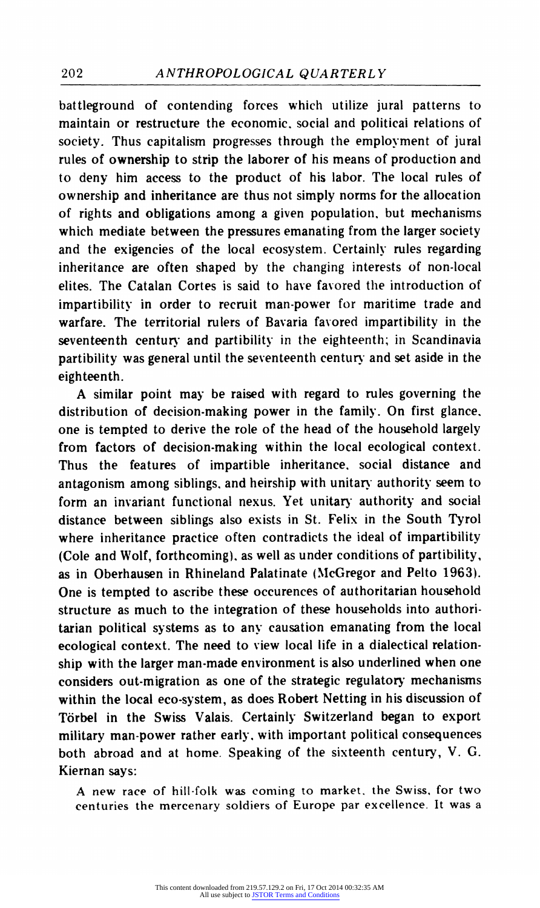battleground of contending forces which utilize jural patterns to maintain or restructure the economic, social and political relations of society. Thus capitalism progresses through the employment of jural rules of ownership to strip the laborer of his means of production and to deny him access to the product of his labor. The local rules of ownership and inheritance are thus not simply norms for the allocation of rights and obligations among a given population, but mechanisms which mediate between the pressures emanating from the larger society and the exigencies of the local ecosystem. Certainly rules regarding inheritance are often shaped by the changing interests of non-local elites. The Catalan Cortes is said to have favored the introduction of impartibility in order to recruit man-power for maritime trade and warfare. The territorial rulers of Bavaria favored impartibility in the seventeenth century and partibility in the eighteenth; in Scandinavia partibility was general until the seventeenth century and set aside in the eighteenth.

A similar point may be raised with regard to rules governing the distribution of decision-making power in the family. On first glance, one is tempted to derive the role of the head of the household largely from factors of decision-making within the local ecological context. Thus the features of impartible inheritance, social distance and antagonism among siblings, and heirship with unitary authority seem to form an invariant functional nexus. Yet unitary authority and social distance between siblings also exists in St. Felix in the South Tyrol where inheritance practice often contradicts the ideal of impartibility (Cole and Wolf, forthcoming), as well as under conditions of partibility, as in Oberhausen in Rhineland Palatinate (McGregor and Pelto 1963). One is tempted to ascribe these occurences of authoritarian household structure as much to the integration of these households into authoritarian political systems as to any causation emanating from the local ecological context. The need to view local life in a dialectical relationship with the larger man-made environment is also underlined when one considers out-migration as one of the strategic regulatory mechanisms within the local eco-system, as does Robert Netting in his discussion of Törbel in the Swiss Valais. Certainly Switzerland began to export military man-power rather early, with important political consequences both abroad and at home. Speaking of the sixteenth century, V. G. Kiernan says:

> A new race of hill-folk was coming to market, the Swiss, for two centuries the mercenary soldiers of Europe par excellence. It was a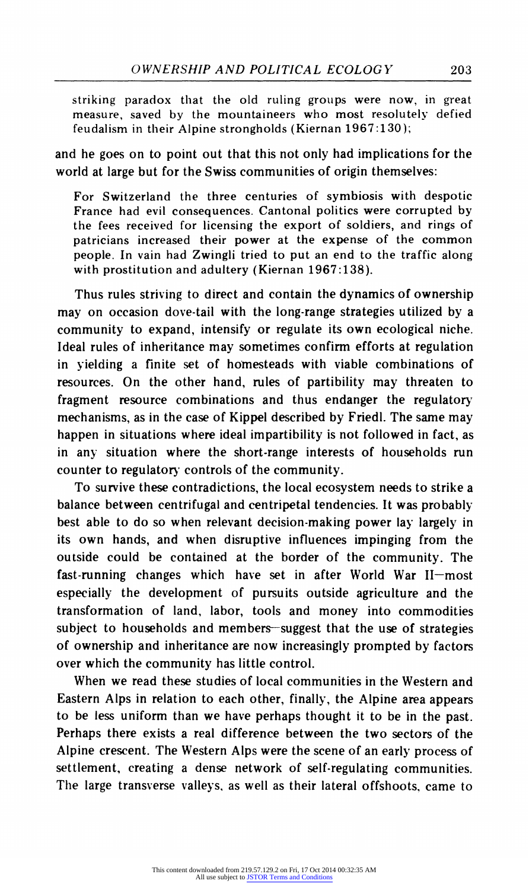striking paradox that the old ruling groups were now, in great measure, saved by the mountaineers who most resolutely defied feudalism in their Alpine strongholds (Kiernan 1967:130);

and he goes on to point out that this not only had implications for the world at large but for the Swiss communities of origin themselves:

> For Switzerland the three centuries of symbiosis with despotic France had evil consequences. Cantonal politics were corrupted by the fees received for licensing the export of soldiers, and rings of patricians increased their power at the expense of the common people. In vain had Zwingli tried to put an end to the traffic along with prostitution and adultery (Kiernan 1967:138).

Thus rules striving to direct and contain the dynamics of ownership may on occasion dove-tail with the long-range strategies utilized by a community to expand, intensify or regulate its own ecological niche. Ideal rules of inheritance may sometimes confirm efforts at regulation in yielding a finite set of homesteads with viable combinations of resources. On the other hand, rules of partibility may threaten to fragment resource combinations and thus endanger the regulatory mechanisms, as in the case of Kippel described by Friedl. The same may happen in situations where ideal impartibility is not followed in fact, as in any situation where the short-range interests of households run counter to regulatory controls of the community.

To survive these contradictions, the local ecosystem needs to strike a balance between centrifugal and centripetal tendencies. It was probably best able to do so when relevant decision-making power lay largely in its own hands, and when disruptive influences impinging from the outside could be contained at the border of the community. The fast-running changes which have set in after World War II—most especially the development of pursuits outside agriculture and the transformation of land, labor, tools and money into commodities subject to households and members—suggest that the use of strategies of ownership and inheritance are now increasingly prompted by factors over which the community has little control.

When we read these studies of local communities in the Western and Eastern Alps in relation to each other, finally, the Alpine area appears to be less uniform than we have perhaps thought it to be in the past. Perhaps there exists a real difference between the two sectors of the Alpine crescent. The Western Alps were the scene of an early process of settlement, creating a dense network of self-regulating communities. The large transverse valleys, as well as their lateral offshoots, came to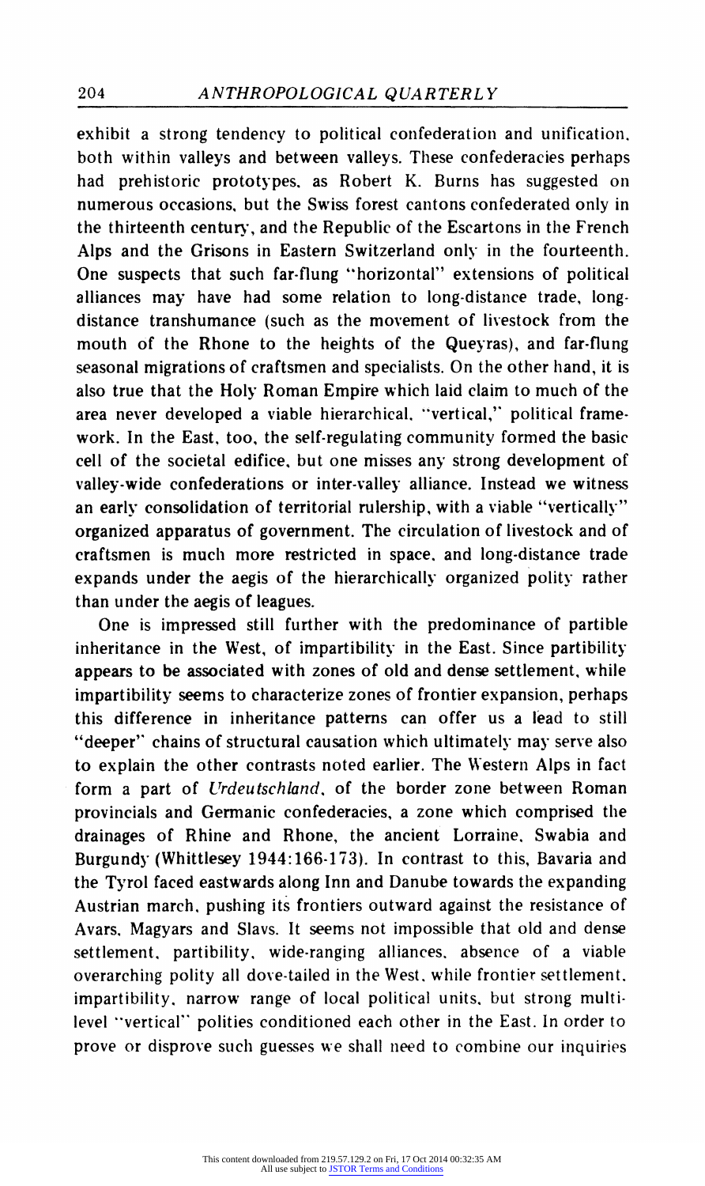exhibit a strong tendency to political confederation and unification, both within valleys and between valleys. These confederacies perhaps had prehistoric prototypes, as Robert K. Burns has suggested on numerous occasions, but the Swiss forest cantons confederated only in the thirteenth century, and the Republic of the Escartons in the French Alps and the Grisons in Eastern Switzerland only in the fourteenth. One suspects that such far-flung "horizontal" extensions of political alliances may have had some relation to long-distance trade, long-distance transhumance (such as the movement of livestock from the mouth of the Rhone to the heights of the Queyras), and far-flung seasonal migrations of craftsmen and specialists. On the other hand, it is also true that the Holy Roman Empire which laid claim to much of the area never developed a viable hierarchical, "vertical," political framework. In the East, too, the self-regulating community formed the basic cell of the societal edifice, but one misses any strong development of valley-wide confederations or inter-valley alliance. Instead we witness an early consolidation of territorial rulership, with a viable "vertically" organized apparatus of government. The circulation of livestock and of craftsmen is much more restricted in space, and long-distance trade expands under the aegis of the hierarchically organized polity rather than under the aegis of leagues.

One is impressed still further with the predominance of partible inheritance in the West, of impartibility in the East. Since partibility appears to be associated with zones of old and dense settlement, while impartibility seems to characterize zones of frontier expansion, perhaps this difference in inheritance patterns can offer us a lead to still "deeper" chains of structural causation which ultimately may serve also to explain the other contrasts noted earlier. The Western Alps in fact form a part of *Urdeutschland*, of the border zone between Roman provincials and Germanic confederacies, a zone which comprised the drainages of Rhine and Rhone, the ancient Lorraine, Swabia and Burgundy (Whittlesey 1944:166-173). In contrast to this, Bavaria and the Tyrol faced eastwards along Inn and Danube towards the expanding Austrian march, pushing its frontiers outward against the resistance of Avars, Magyars and Slavs. It seems not impossible that old and dense settlement, partibility, wide-ranging alliances, absence of a viable overarching polity all dove-tailed in the West, while frontier settlement, impartibility, narrow range of local political units, but strong multi-level "vertical" polities conditioned each other in the East. In order to prove or disprove such guesses we shall need to combine our inquiries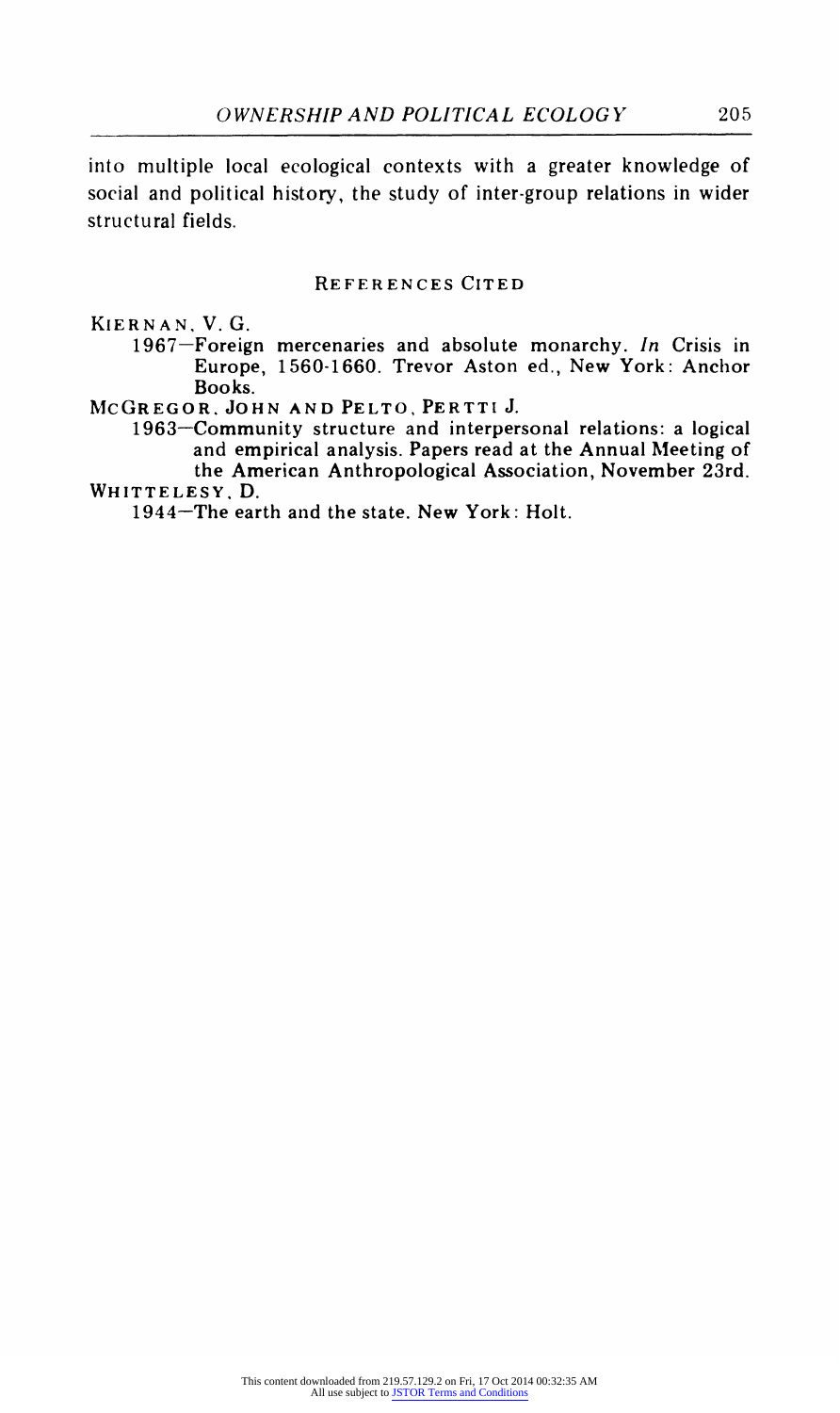into multiple local ecological contexts with a greater knowledge of social and political history, the study of inter-group relations in wider structural fields.

## References Cited

KIERNAN, V. G.

1967—Foreign mercenaries and absolute monarchy. *In* Crisis in Europe, 1560-1660. Trevor Aston ed., New York: Anchor Books.

MCGREGOR, JOHN AND PELTO, PERTTI J.

1963—Community structure and interpersonal relations: a logical and empirical analysis. Papers read at the Annual Meeting of the American Anthropological Association, November 23rd.

WHITTELESY, D.

1944—The earth and the state. New York: Holt.